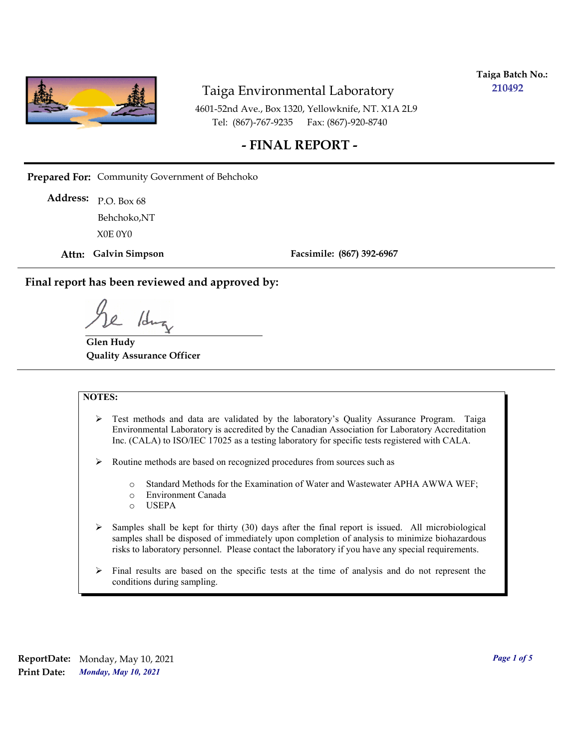**Taiga Batch No.:** 210492

# Taiga Environmental Laboratory

4601-52nd Ave., Box 1320, Yellowknife, NT. X1A 2L9
Tel: (867)-767-9235 Fax: (867)-920-8740

## - FINAL REPORT -

**Prepared For:** Community Government of Behchoko

**Address:** P.O. Box 68
Behchoko,NT
X0E 0Y0

**Attn:** **Galvin Simpson** **Facsimile:** **(867) 392-6967**

---

**Final report has been reviewed and approved by:**

**Glen Hudy**
**Quality Assurance Officer**

---

**NOTES:**

- Test methods and data are validated by the laboratory's Quality Assurance Program. Taiga Environmental Laboratory is accredited by the Canadian Association for Laboratory Accreditation Inc. (CALA) to ISO/IEC 17025 as a testing laboratory for specific tests registered with CALA.
- Routine methods are based on recognized procedures from sources such as
  - Standard Methods for the Examination of Water and Wastewater APHA AWWA WEF;
  - Environment Canada
  - USEPA
- Samples shall be kept for thirty (30) days after the final report is issued. All microbiological samples shall be disposed of immediately upon completion of analysis to minimize biohazardous risks to laboratory personnel. Please contact the laboratory if you have any special requirements.
- Final results are based on the specific tests at the time of analysis and do not represent the conditions during sampling.

**ReportDate:** Monday, May 10, 2021
**Print Date:** *Monday, May 10, 2021*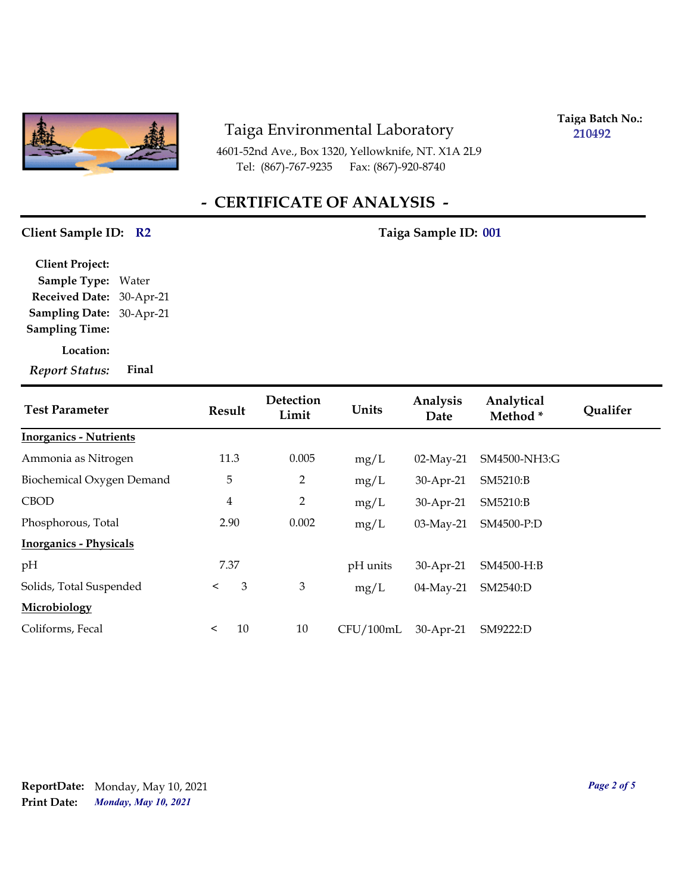Taiga Environmental Laboratory

4601-52nd Ave., Box 1320, Yellowknife, NT. X1A 2L9

Tel: (867)-767-9235 Fax: (867)-920-8740

**Taiga Batch No.:** 210492

# - CERTIFICATE OF ANALYSIS -

**Client Sample ID:** R2

**Taiga Sample ID:** 001

**Client Project:**

**Sample Type:** Water

**Received Date:** 30-Apr-21

**Sampling Date:** 30-Apr-21

**Sampling Time:**

**Location:**

***Report Status:*** **Final**

| Test Parameter | Result | Detection Limit | Units | Analysis Date | Analytical Method * | Qualifer |
|---|---|---|---|---|---|---|
| **Inorganics - Nutrients** | | | | | | |
| Ammonia as Nitrogen | 11.3 | 0.005 | mg/L | 02-May-21 | SM4500-NH3:G | |
| Biochemical Oxygen Demand | 5 | 2 | mg/L | 30-Apr-21 | SM5210:B | |
| CBOD | 4 | 2 | mg/L | 30-Apr-21 | SM5210:B | |
| Phosphorous, Total | 2.90 | 0.002 | mg/L | 03-May-21 | SM4500-P:D | |
| **Inorganics - Physicals** | | | | | | |
| pH | 7.37 | | pH units | 30-Apr-21 | SM4500-H:B | |
| Solids, Total Suspended | < 3 | 3 | mg/L | 04-May-21 | SM2540:D | |
| **Microbiology** | | | | | | |
| Coliforms, Fecal | < 10 | 10 | CFU/100mL | 30-Apr-21 | SM9222:D | |

**ReportDate:** Monday, May 10, 2021

**Print Date:** ***Monday, May 10, 2021***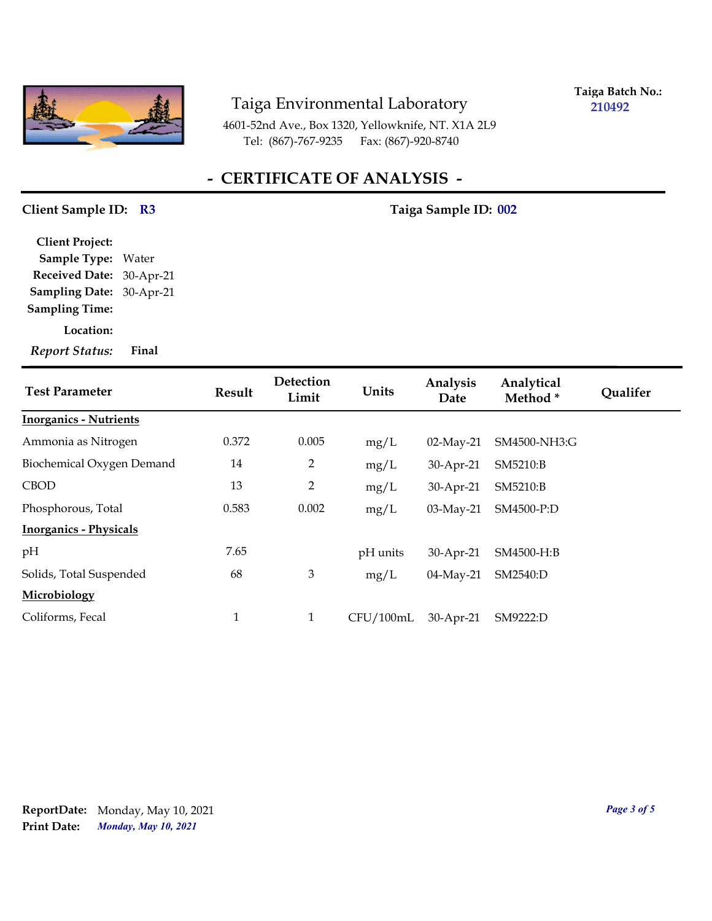Taiga Environmental Laboratory

4601-52nd Ave., Box 1320, Yellowknife, NT. X1A 2L9
Tel: (867)-767-9235 Fax: (867)-920-8740

**Taiga Batch No.:** 210492

# - CERTIFICATE OF ANALYSIS -

**Client Sample ID:** R3 **Taiga Sample ID:** 002

**Client Project:**
**Sample Type:** Water
**Received Date:** 30-Apr-21
**Sampling Date:** 30-Apr-21
**Sampling Time:**
**Location:**
***Report Status:*** **Final**

| Test Parameter | Result | Detection Limit | Units | Analysis Date | Analytical Method * | Qualifer |
|---|---|---|---|---|---|---|
| **Inorganics - Nutrients** | | | | | | |
| Ammonia as Nitrogen | 0.372 | 0.005 | mg/L | 02-May-21 | SM4500-NH3:G | |
| Biochemical Oxygen Demand | 14 | 2 | mg/L | 30-Apr-21 | SM5210:B | |
| CBOD | 13 | 2 | mg/L | 30-Apr-21 | SM5210:B | |
| Phosphorous, Total | 0.583 | 0.002 | mg/L | 03-May-21 | SM4500-P:D | |
| **Inorganics - Physicals** | | | | | | |
| pH | 7.65 | | pH units | 30-Apr-21 | SM4500-H:B | |
| Solids, Total Suspended | 68 | 3 | mg/L | 04-May-21 | SM2540:D | |
| **Microbiology** | | | | | | |
| Coliforms, Fecal | 1 | 1 | CFU/100mL | 30-Apr-21 | SM9222:D | |

**ReportDate:** Monday, May 10, 2021
**Print Date:** ***Monday, May 10, 2021***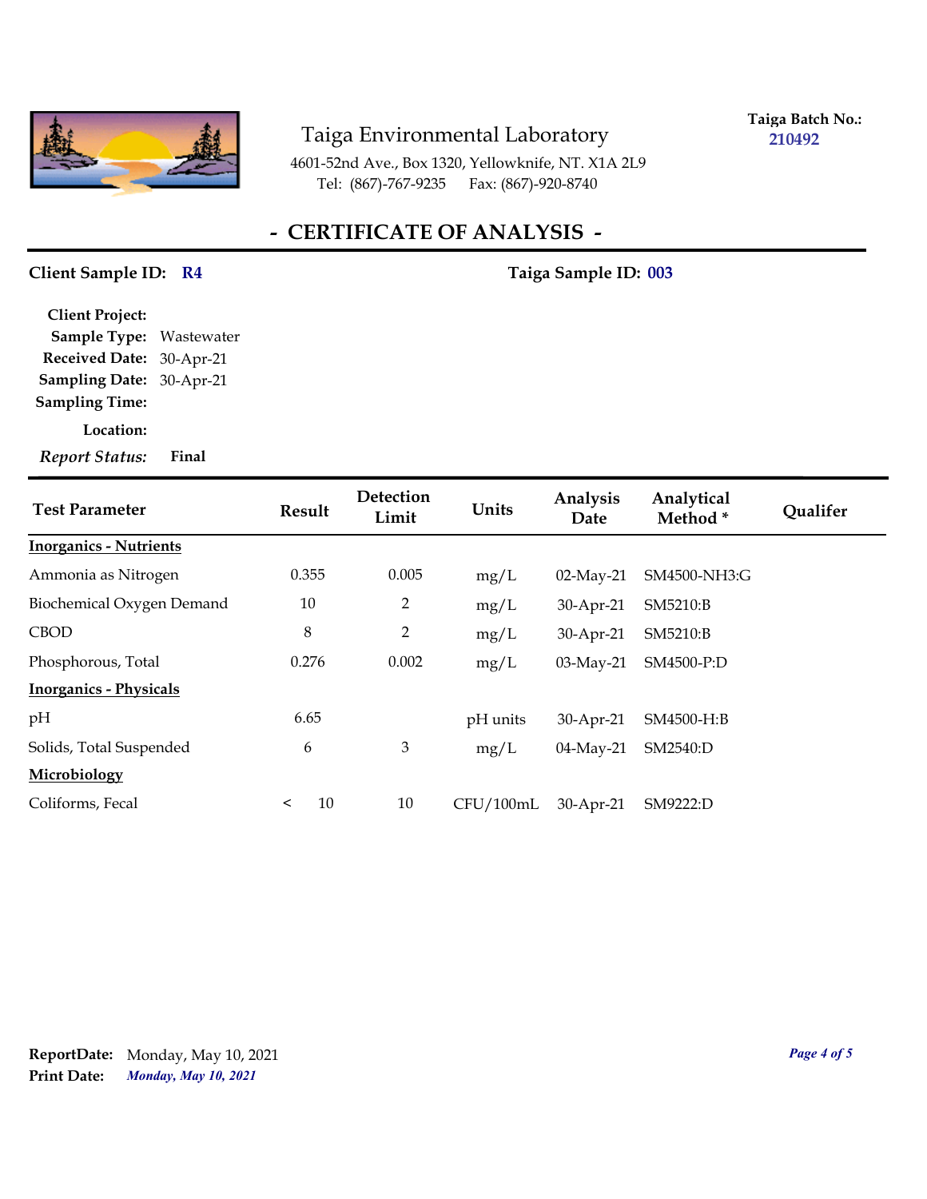# Taiga Environmental Laboratory

4601-52nd Ave., Box 1320, Yellowknife, NT. X1A 2L9
Tel: (867)-767-9235 Fax: (867)-920-8740

**Taiga Batch No.:** 210492

## - CERTIFICATE OF ANALYSIS -

**Client Sample ID:** R4 **Taiga Sample ID:** 003

**Client Project:**
**Sample Type:** Wastewater
**Received Date:** 30-Apr-21
**Sampling Date:** 30-Apr-21
**Sampling Time:**
**Location:**
***Report Status:*** **Final**

| Test Parameter | Result | Detection Limit | Units | Analysis Date | Analytical Method * | Qualifer |
|---|---|---|---|---|---|---|
| **Inorganics - Nutrients** | | | | | | |
| Ammonia as Nitrogen | 0.355 | 0.005 | mg/L | 02-May-21 | SM4500-NH3:G | |
| Biochemical Oxygen Demand | 10 | 2 | mg/L | 30-Apr-21 | SM5210:B | |
| CBOD | 8 | 2 | mg/L | 30-Apr-21 | SM5210:B | |
| Phosphorous, Total | 0.276 | 0.002 | mg/L | 03-May-21 | SM4500-P:D | |
| **Inorganics - Physicals** | | | | | | |
| pH | 6.65 | | pH units | 30-Apr-21 | SM4500-H:B | |
| Solids, Total Suspended | 6 | 3 | mg/L | 04-May-21 | SM2540:D | |
| **Microbiology** | | | | | | |
| Coliforms, Fecal | < 10 | 10 | CFU/100mL | 30-Apr-21 | SM9222:D | |

**ReportDate:** Monday, May 10, 2021
**Print Date:** *Monday, May 10, 2021*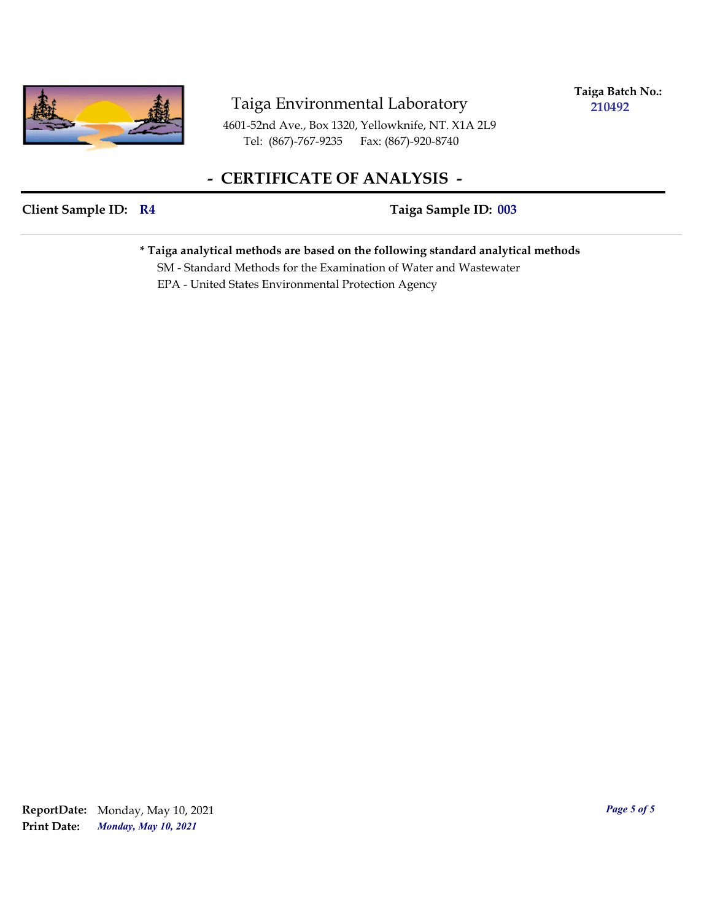Taiga Environmental Laboratory

4601-52nd Ave., Box 1320, Yellowknife, NT. X1A 2L9
Tel: (867)-767-9235 Fax: (867)-920-8740

**Taiga Batch No.:** 210492

## - CERTIFICATE OF ANALYSIS -

**Client Sample ID:** R4 **Taiga Sample ID:** 003

**\* Taiga analytical methods are based on the following standard analytical methods**

SM - Standard Methods for the Examination of Water and Wastewater

EPA - United States Environmental Protection Agency

**ReportDate:** Monday, May 10, 2021
**Print Date:** *Monday, May 10, 2021*